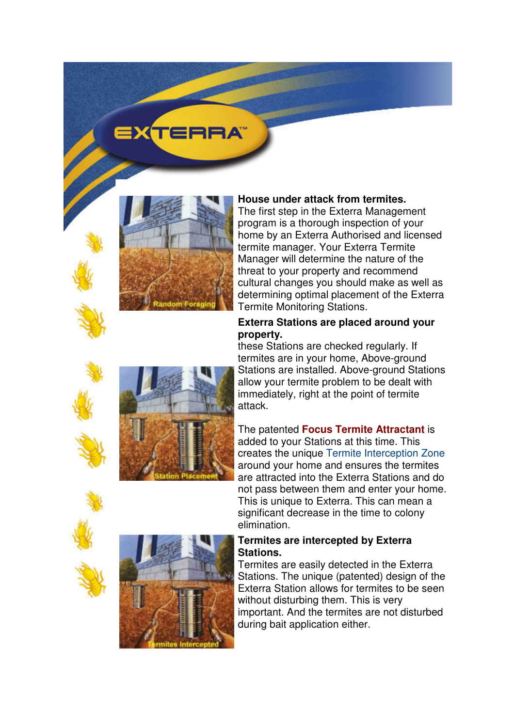# EXTERRA™

**House under attack from termites.**

The first step in the Exterra Management program is a thorough inspection of your home by an Exterra Authorised and licensed termite manager. Your Exterra Termite Manager will determine the nature of the threat to your property and recommend cultural changes you should make as well as determining optimal placement of the Exterra Termite Monitoring Stations.

Random Foraging

**Exterra Stations are placed around your property.**

these Stations are checked regularly. If termites are in your home, Above-ground Stations are installed. Above-ground Stations allow your termite problem to be dealt with immediately, right at the point of termite attack.

The patented **Focus Termite Attractant** is added to your Stations at this time. This creates the unique Termite Interception Zone around your home and ensures the termites are attracted into the Exterra Stations and do not pass between them and enter your home. This is unique to Exterra. This can mean a significant decrease in the time to colony elimination.

Station Placement

**Termites are intercepted by Exterra Stations.**

Termites are easily detected in the Exterra Stations. The unique (patented) design of the Exterra Station allows for termites to be seen without disturbing them. This is very important. And the termites are not disturbed during bait application either.

Termites Intercepted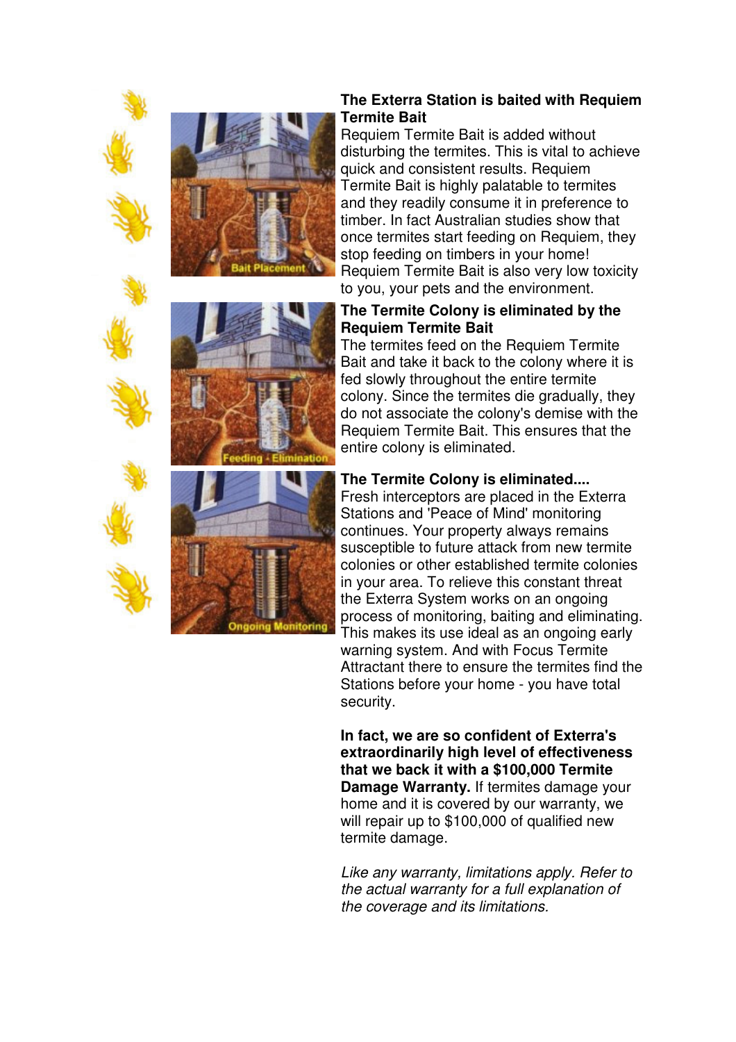### The Exterra Station is baited with Requiem Termite Bait

Requiem Termite Bait is added without disturbing the termites. This is vital to achieve quick and consistent results. Requiem Termite Bait is highly palatable to termites and they readily consume it in preference to timber. In fact Australian studies show that once termites start feeding on Requiem, they stop feeding on timbers in your home! Requiem Termite Bait is also very low toxicity to you, your pets and the environment.

### The Termite Colony is eliminated by the Requiem Termite Bait

The termites feed on the Requiem Termite Bait and take it back to the colony where it is fed slowly throughout the entire termite colony. Since the termites die gradually, they do not associate the colony's demise with the Requiem Termite Bait. This ensures that the entire colony is eliminated.

### The Termite Colony is eliminated....

Fresh interceptors are placed in the Exterra Stations and 'Peace of Mind' monitoring continues. Your property always remains susceptible to future attack from new termite colonies or other established termite colonies in your area. To relieve this constant threat the Exterra System works on an ongoing process of monitoring, baiting and eliminating. This makes its use ideal as an ongoing early warning system. And with Focus Termite Attractant there to ensure the termites find the Stations before your home - you have total security.

**In fact, we are so confident of Exterra's extraordinarily high level of effectiveness that we back it with a $100,000 Termite Damage Warranty.** If termites damage your home and it is covered by our warranty, we will repair up to $100,000 of qualified new termite damage.

*Like any warranty, limitations apply. Refer to the actual warranty for a full explanation of the coverage and its limitations.*